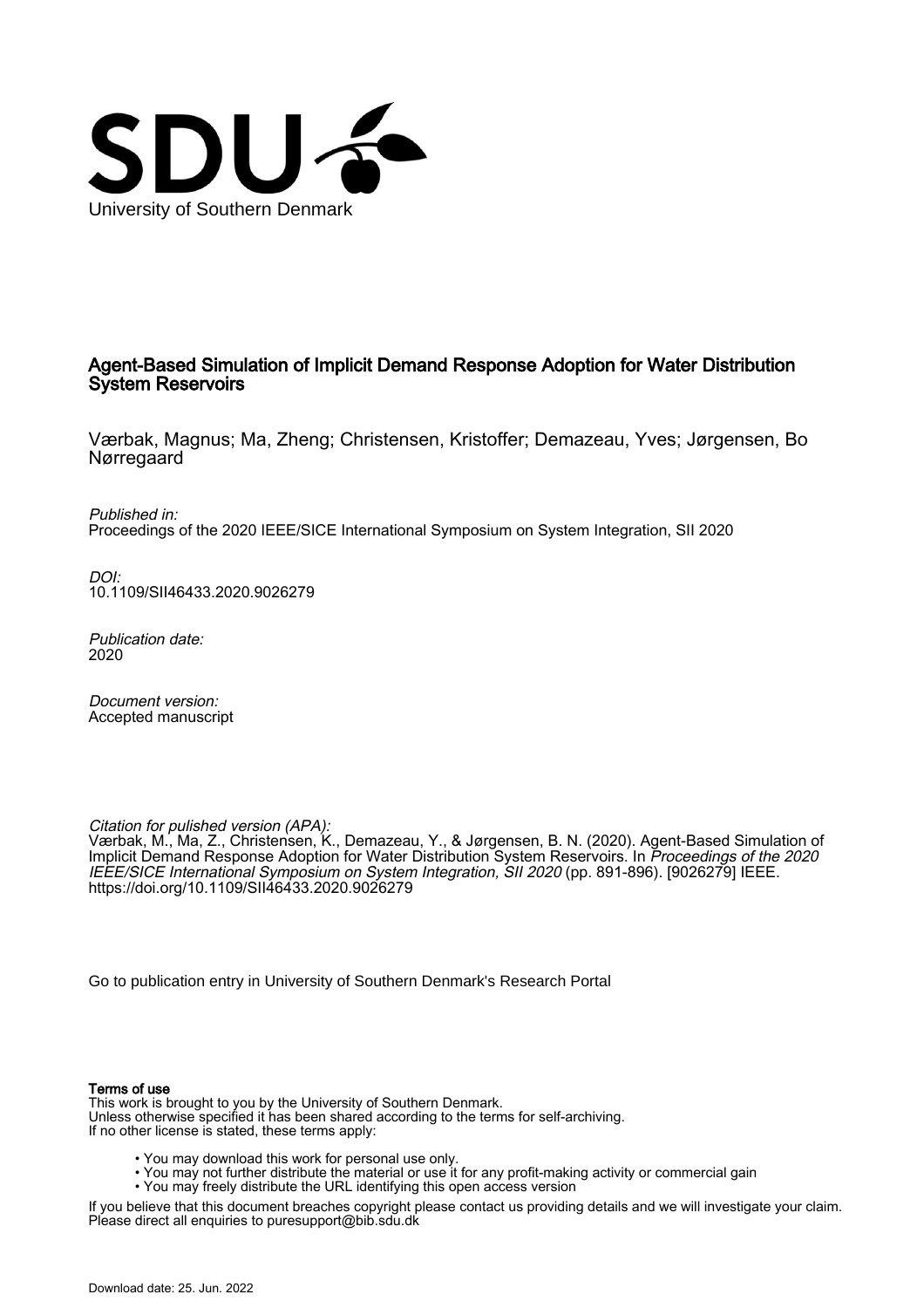University of Southern Denmark

# Agent-Based Simulation of Implicit Demand Response Adoption for Water Distribution System Reservoirs

Værbak, Magnus; Ma, Zheng; Christensen, Kristoffer; Demazeau, Yves; Jørgensen, Bo Nørregaard

*Published in:*
Proceedings of the 2020 IEEE/SICE International Symposium on System Integration, SII 2020

*DOI:*
10.1109/SII46433.2020.9026279

*Publication date:*
2020

*Document version:*
Accepted manuscript

*Citation for pulished version (APA):*
Værbak, M., Ma, Z., Christensen, K., Demazeau, Y., & Jørgensen, B. N. (2020). Agent-Based Simulation of Implicit Demand Response Adoption for Water Distribution System Reservoirs. In *Proceedings of the 2020 IEEE/SICE International Symposium on System Integration, SII 2020* (pp. 891-896). [9026279] IEEE. https://doi.org/10.1109/SII46433.2020.9026279

Go to publication entry in University of Southern Denmark's Research Portal

**Terms of use**
This work is brought to you by the University of Southern Denmark.
Unless otherwise specified it has been shared according to the terms for self-archiving.
If no other license is stated, these terms apply:

- You may download this work for personal use only.
- You may not further distribute the material or use it for any profit-making activity or commercial gain
- You may freely distribute the URL identifying this open access version

If you believe that this document breaches copyright please contact us providing details and we will investigate your claim.
Please direct all enquiries to puresupport@bib.sdu.dk

Download date: 25. Jun. 2022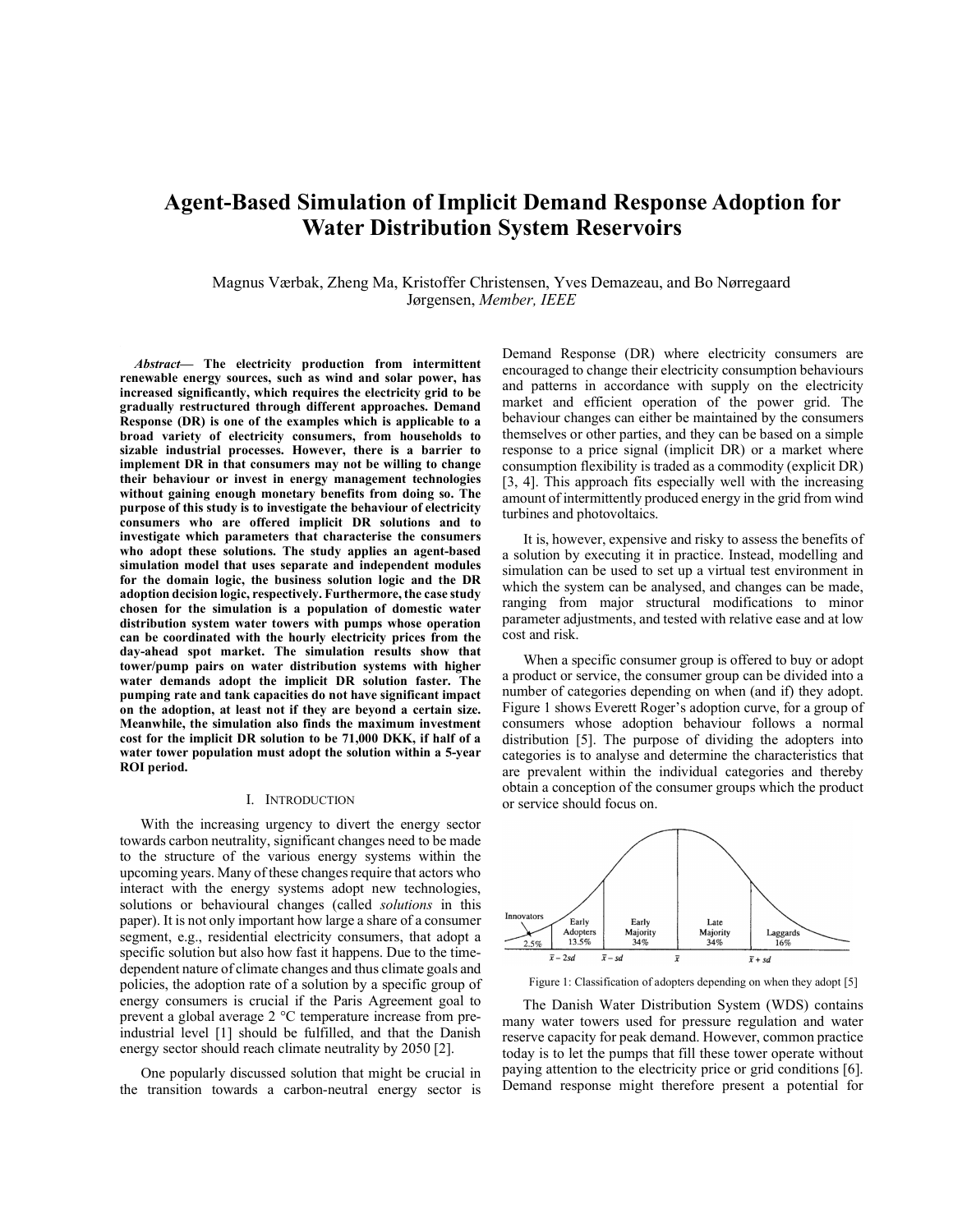# Agent-Based Simulation of Implicit Demand Response Adoption for Water Distribution System Reservoirs

Magnus Værbak, Zheng Ma, Kristoffer Christensen, Yves Demazeau, and Bo Nørregaard Jørgensen, *Member, IEEE*

***Abstract*— The electricity production from intermittent renewable energy sources, such as wind and solar power, has increased significantly, which requires the electricity grid to be gradually restructured through different approaches. Demand Response (DR) is one of the examples which is applicable to a broad variety of electricity consumers, from households to sizable industrial processes. However, there is a barrier to implement DR in that consumers may not be willing to change their behaviour or invest in energy management technologies without gaining enough monetary benefits from doing so. The purpose of this study is to investigate the behaviour of electricity consumers who are offered implicit DR solutions and to investigate which parameters that characterise the consumers who adopt these solutions. The study applies an agent-based simulation model that uses separate and independent modules for the domain logic, the business solution logic and the DR adoption decision logic, respectively. Furthermore, the case study chosen for the simulation is a population of domestic water distribution system water towers with pumps whose operation can be coordinated with the hourly electricity prices from the day-ahead spot market. The simulation results show that tower/pump pairs on water distribution systems with higher water demands adopt the implicit DR solution faster. The pumping rate and tank capacities do not have significant impact on the adoption, at least not if they are beyond a certain size. Meanwhile, the simulation also finds the maximum investment cost for the implicit DR solution to be 71,000 DKK, if half of a water tower population must adopt the solution within a 5-year ROI period.**

## I. Introduction

With the increasing urgency to divert the energy sector towards carbon neutrality, significant changes need to be made to the structure of the various energy systems within the upcoming years. Many of these changes require that actors who interact with the energy systems adopt new technologies, solutions or behavioural changes (called *solutions* in this paper). It is not only important how large a share of a consumer segment, e.g., residential electricity consumers, that adopt a specific solution but also how fast it happens. Due to the time-dependent nature of climate changes and thus climate goals and policies, the adoption rate of a solution by a specific group of energy consumers is crucial if the Paris Agreement goal to prevent a global average 2 °C temperature increase from pre-industrial level [1] should be fulfilled, and that the Danish energy sector should reach climate neutrality by 2050 [2].

One popularly discussed solution that might be crucial in the transition towards a carbon-neutral energy sector is Demand Response (DR) where electricity consumers are encouraged to change their electricity consumption behaviours and patterns in accordance with supply on the electricity market and efficient operation of the power grid. The behaviour changes can either be maintained by the consumers themselves or other parties, and they can be based on a simple response to a price signal (implicit DR) or a market where consumption flexibility is traded as a commodity (explicit DR) [3, 4]. This approach fits especially well with the increasing amount of intermittently produced energy in the grid from wind turbines and photovoltaics.

It is, however, expensive and risky to assess the benefits of a solution by executing it in practice. Instead, modelling and simulation can be used to set up a virtual test environment in which the system can be analysed, and changes can be made, ranging from major structural modifications to minor parameter adjustments, and tested with relative ease and at low cost and risk.

When a specific consumer group is offered to buy or adopt a product or service, the consumer group can be divided into a number of categories depending on when (and if) they adopt. Figure 1 shows Everett Roger's adoption curve, for a group of consumers whose adoption behaviour follows a normal distribution [5]. The purpose of dividing the adopters into categories is to analyse and determine the characteristics that are prevalent within the individual categories and thereby obtain a conception of the consumer groups which the product or service should focus on.

Figure 1: Classification of adopters depending on when they adopt [5]

The Danish Water Distribution System (WDS) contains many water towers used for pressure regulation and water reserve capacity for peak demand. However, common practice today is to let the pumps that fill these tower operate without paying attention to the electricity price or grid conditions [6]. Demand response might therefore present a potential for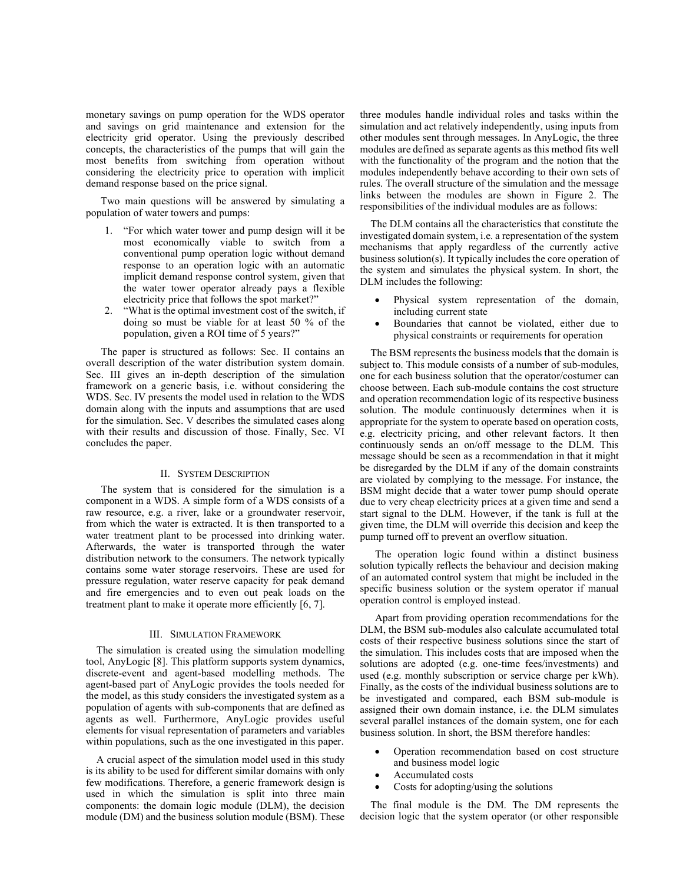monetary savings on pump operation for the WDS operator and savings on grid maintenance and extension for the electricity grid operator. Using the previously described concepts, the characteristics of the pumps that will gain the most benefits from switching from operation without considering the electricity price to operation with implicit demand response based on the price signal.

Two main questions will be answered by simulating a population of water towers and pumps:

1. "For which water tower and pump design will it be most economically viable to switch from a conventional pump operation logic without demand response to an operation logic with an automatic implicit demand response control system, given that the water tower operator already pays a flexible electricity price that follows the spot market?"
2. "What is the optimal investment cost of the switch, if doing so must be viable for at least 50 % of the population, given a ROI time of 5 years?"

The paper is structured as follows: Sec. II contains an overall description of the water distribution system domain. Sec. III gives an in-depth description of the simulation framework on a generic basis, i.e. without considering the WDS. Sec. IV presents the model used in relation to the WDS domain along with the inputs and assumptions that are used for the simulation. Sec. V describes the simulated cases along with their results and discussion of those. Finally, Sec. VI concludes the paper.

## II. System Description

The system that is considered for the simulation is a component in a WDS. A simple form of a WDS consists of a raw resource, e.g. a river, lake or a groundwater reservoir, from which the water is extracted. It is then transported to a water treatment plant to be processed into drinking water. Afterwards, the water is transported through the water distribution network to the consumers. The network typically contains some water storage reservoirs. These are used for pressure regulation, water reserve capacity for peak demand and fire emergencies and to even out peak loads on the treatment plant to make it operate more efficiently [6, 7].

## III. Simulation Framework

The simulation is created using the simulation modelling tool, AnyLogic [8]. This platform supports system dynamics, discrete-event and agent-based modelling methods. The agent-based part of AnyLogic provides the tools needed for the model, as this study considers the investigated system as a population of agents with sub-components that are defined as agents as well. Furthermore, AnyLogic provides useful elements for visual representation of parameters and variables within populations, such as the one investigated in this paper.

A crucial aspect of the simulation model used in this study is its ability to be used for different similar domains with only few modifications. Therefore, a generic framework design is used in which the simulation is split into three main components: the domain logic module (DLM), the decision module (DM) and the business solution module (BSM). These three modules handle individual roles and tasks within the simulation and act relatively independently, using inputs from other modules sent through messages. In AnyLogic, the three modules are defined as separate agents as this method fits well with the functionality of the program and the notion that the modules independently behave according to their own sets of rules. The overall structure of the simulation and the message links between the modules are shown in Figure 2. The responsibilities of the individual modules are as follows:

The DLM contains all the characteristics that constitute the investigated domain system, i.e. a representation of the system mechanisms that apply regardless of the currently active business solution(s). It typically includes the core operation of the system and simulates the physical system. In short, the DLM includes the following:

- Physical system representation of the domain, including current state
- Boundaries that cannot be violated, either due to physical constraints or requirements for operation

The BSM represents the business models that the domain is subject to. This module consists of a number of sub-modules, one for each business solution that the operator/costumer can choose between. Each sub-module contains the cost structure and operation recommendation logic of its respective business solution. The module continuously determines when it is appropriate for the system to operate based on operation costs, e.g. electricity pricing, and other relevant factors. It then continuously sends an on/off message to the DLM. This message should be seen as a recommendation in that it might be disregarded by the DLM if any of the domain constraints are violated by complying to the message. For instance, the BSM might decide that a water tower pump should operate due to very cheap electricity prices at a given time and send a start signal to the DLM. However, if the tank is full at the given time, the DLM will override this decision and keep the pump turned off to prevent an overflow situation.

The operation logic found within a distinct business solution typically reflects the behaviour and decision making of an automated control system that might be included in the specific business solution or the system operator if manual operation control is employed instead.

Apart from providing operation recommendations for the DLM, the BSM sub-modules also calculate accumulated total costs of their respective business solutions since the start of the simulation. This includes costs that are imposed when the solutions are adopted (e.g. one-time fees/investments) and used (e.g. monthly subscription or service charge per kWh). Finally, as the costs of the individual business solutions are to be investigated and compared, each BSM sub-module is assigned their own domain instance, i.e. the DLM simulates several parallel instances of the domain system, one for each business solution. In short, the BSM therefore handles:

- Operation recommendation based on cost structure and business model logic
- Accumulated costs
- Costs for adopting/using the solutions

The final module is the DM. The DM represents the decision logic that the system operator (or other responsible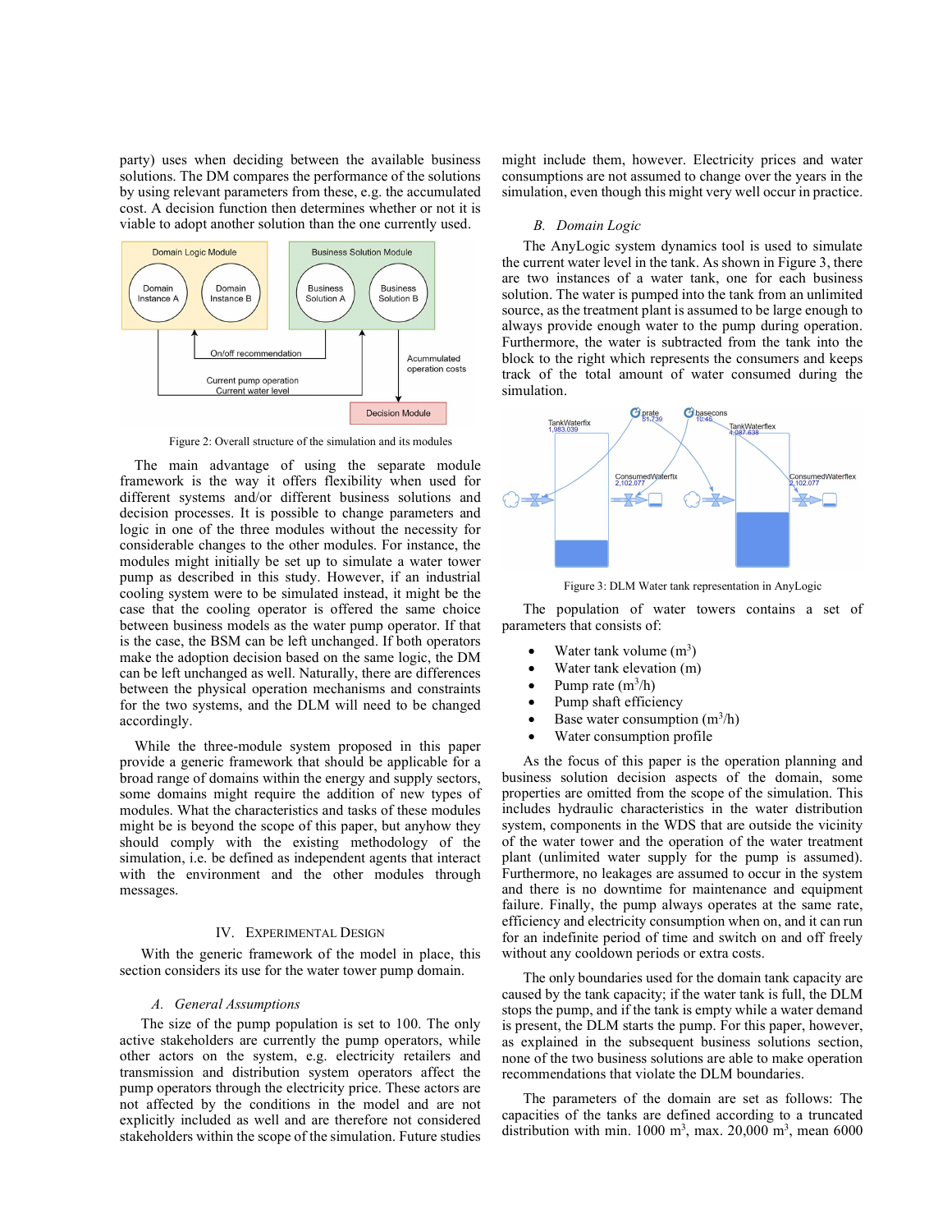party) uses when deciding between the available business solutions. The DM compares the performance of the solutions by using relevant parameters from these, e.g. the accumulated cost. A decision function then determines whether or not it is viable to adopt another solution than the one currently used.

Figure 2: Overall structure of the simulation and its modules

The main advantage of using the separate module framework is the way it offers flexibility when used for different systems and/or different business solutions and decision processes. It is possible to change parameters and logic in one of the three modules without the necessity for considerable changes to the other modules. For instance, the modules might initially be set up to simulate a water tower pump as described in this study. However, if an industrial cooling system were to be simulated instead, it might be the case that the cooling operator is offered the same choice between business models as the water pump operator. If that is the case, the BSM can be left unchanged. If both operators make the adoption decision based on the same logic, the DM can be left unchanged as well. Naturally, there are differences between the physical operation mechanisms and constraints for the two systems, and the DLM will need to be changed accordingly.

While the three-module system proposed in this paper provide a generic framework that should be applicable for a broad range of domains within the energy and supply sectors, some domains might require the addition of new types of modules. What the characteristics and tasks of these modules might be is beyond the scope of this paper, but anyhow they should comply with the existing methodology of the simulation, i.e. be defined as independent agents that interact with the environment and the other modules through messages.

## IV. Experimental Design

With the generic framework of the model in place, this section considers its use for the water tower pump domain.

### *A. General Assumptions*

The size of the pump population is set to 100. The only active stakeholders are currently the pump operators, while other actors on the system, e.g. electricity retailers and transmission and distribution system operators affect the pump operators through the electricity price. These actors are not affected by the conditions in the model and are not explicitly included as well and are therefore not considered stakeholders within the scope of the simulation. Future studies might include them, however. Electricity prices and water consumptions are not assumed to change over the years in the simulation, even though this might very well occur in practice.

### *B. Domain Logic*

The AnyLogic system dynamics tool is used to simulate the current water level in the tank. As shown in Figure 3, there are two instances of a water tank, one for each business solution. The water is pumped into the tank from an unlimited source, as the treatment plant is assumed to be large enough to always provide enough water to the pump during operation. Furthermore, the water is subtracted from the tank into the block to the right which represents the consumers and keeps track of the total amount of water consumed during the simulation.

Figure 3: DLM Water tank representation in AnyLogic

The population of water towers contains a set of parameters that consists of:

- Water tank volume ($m^3$)
- Water tank elevation (m)
- Pump rate ($m^3$/h)
- Pump shaft efficiency
- Base water consumption ($m^3$/h)
- Water consumption profile

As the focus of this paper is the operation planning and business solution decision aspects of the domain, some properties are omitted from the scope of the simulation. This includes hydraulic characteristics in the water distribution system, components in the WDS that are outside the vicinity of the water tower and the operation of the water treatment plant (unlimited water supply for the pump is assumed). Furthermore, no leakages are assumed to occur in the system and there is no downtime for maintenance and equipment failure. Finally, the pump always operates at the same rate, efficiency and electricity consumption when on, and it can run for an indefinite period of time and switch on and off freely without any cooldown periods or extra costs.

The only boundaries used for the domain tank capacity are caused by the tank capacity; if the water tank is full, the DLM stops the pump, and if the tank is empty while a water demand is present, the DLM starts the pump. For this paper, however, as explained in the subsequent business solutions section, none of the two business solutions are able to make operation recommendations that violate the DLM boundaries.

The parameters of the domain are set as follows: The capacities of the tanks are defined according to a truncated distribution with min. 1000 $m^3$, max. 20,000 $m^3$, mean 6000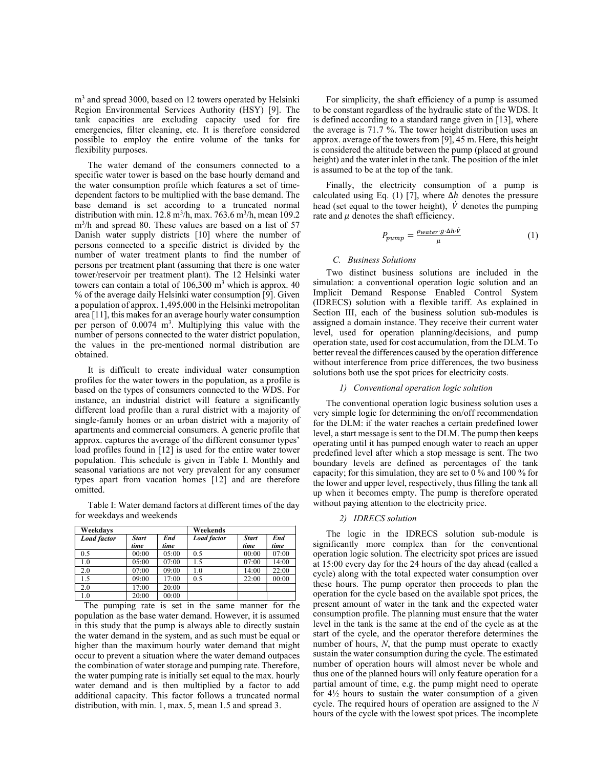m$^3$ and spread 3000, based on 12 towers operated by Helsinki Region Environmental Services Authority (HSY) [9]. The tank capacities are excluding capacity used for fire emergencies, filter cleaning, etc. It is therefore considered possible to employ the entire volume of the tanks for flexibility purposes.

The water demand of the consumers connected to a specific water tower is based on the base hourly demand and the water consumption profile which features a set of time-dependent factors to be multiplied with the base demand. The base demand is set according to a truncated normal distribution with min. 12.8 m$^3$/h, max. 763.6 m$^3$/h, mean 109.2 m$^3$/h and spread 80. These values are based on a list of 57 Danish water supply districts [10] where the number of persons connected to a specific district is divided by the number of water treatment plants to find the number of persons per treatment plant (assuming that there is one water tower/reservoir per treatment plant). The 12 Helsinki water towers can contain a total of 106,300 m$^3$ which is approx. 40 % of the average daily Helsinki water consumption [9]. Given a population of approx. 1,495,000 in the Helsinki metropolitan area [11], this makes for an average hourly water consumption per person of 0.0074 m$^3$. Multiplying this value with the number of persons connected to the water district population, the values in the pre-mentioned normal distribution are obtained.

It is difficult to create individual water consumption profiles for the water towers in the population, as a profile is based on the types of consumers connected to the WDS. For instance, an industrial district will feature a significantly different load profile than a rural district with a majority of single-family homes or an urban district with a majority of apartments and commercial consumers. A generic profile that approx. captures the average of the different consumer types' load profiles found in [12] is used for the entire water tower population. This schedule is given in Table I. Monthly and seasonal variations are not very prevalent for any consumer types apart from vacation homes [12] and are therefore omitted.

Table I: Water demand factors at different times of the day for weekdays and weekends

| Weekdays | | | Weekends | | |
|---|---|---|---|---|---|
| *Load factor* | *Start time* | *End time* | *Load factor* | *Start time* | *End time* |
| 0.5 | 00:00 | 05:00 | 0.5 | 00:00 | 07:00 |
| 1.0 | 05:00 | 07:00 | 1.5 | 07:00 | 14:00 |
| 2.0 | 07:00 | 09:00 | 1.0 | 14:00 | 22:00 |
| 1.5 | 09:00 | 17:00 | 0.5 | 22:00 | 00:00 |
| 2.0 | 17:00 | 20:00 | | | |
| 1.0 | 20:00 | 00:00 | | | |

The pumping rate is set in the same manner for the population as the base water demand. However, it is assumed in this study that the pump is always able to directly sustain the water demand in the system, and as such must be equal or higher than the maximum hourly water demand that might occur to prevent a situation where the water demand outpaces the combination of water storage and pumping rate. Therefore, the water pumping rate is initially set equal to the max. hourly water demand and is then multiplied by a factor to add additional capacity. This factor follows a truncated normal distribution, with min. 1, max. 5, mean 1.5 and spread 3.

For simplicity, the shaft efficiency of a pump is assumed to be constant regardless of the hydraulic state of the WDS. It is defined according to a standard range given in [13], where the average is 71.7 %. The tower height distribution uses an approx. average of the towers from [9], 45 m. Here, this height is considered the altitude between the pump (placed at ground height) and the water inlet in the tank. The position of the inlet is assumed to be at the top of the tank.

Finally, the electricity consumption of a pump is calculated using Eq. (1) [7], where $\Delta h$ denotes the pressure head (set equal to the tower height), $\dot{V}$ denotes the pumping rate and $\mu$ denotes the shaft efficiency.

$$P_{pump} = \frac{\rho_{water} \cdot g \cdot \Delta h \cdot \dot{V}}{\mu} \tag{1}$$

### C. Business Solutions

Two distinct business solutions are included in the simulation: a conventional operation logic solution and an Implicit Demand Response Enabled Control System (IDRECS) solution with a flexible tariff. As explained in Section III, each of the business solution sub-modules is assigned a domain instance. They receive their current water level, used for operation planning/decisions, and pump operation state, used for cost accumulation, from the DLM. To better reveal the differences caused by the operation difference without interference from price differences, the two business solutions both use the spot prices for electricity costs.

#### 1) Conventional operation logic solution

The conventional operation logic business solution uses a very simple logic for determining the on/off recommendation for the DLM: if the water reaches a certain predefined lower level, a start message is sent to the DLM. The pump then keeps operating until it has pumped enough water to reach an upper predefined level after which a stop message is sent. The two boundary levels are defined as percentages of the tank capacity; for this simulation, they are set to 0 % and 100 % for the lower and upper level, respectively, thus filling the tank all up when it becomes empty. The pump is therefore operated without paying attention to the electricity price.

#### 2) IDRECS solution

The logic in the IDRECS solution sub-module is significantly more complex than for the conventional operation logic solution. The electricity spot prices are issued at 15:00 every day for the 24 hours of the day ahead (called a cycle) along with the total expected water consumption over these hours. The pump operator then proceeds to plan the operation for the cycle based on the available spot prices, the present amount of water in the tank and the expected water consumption profile. The planning must ensure that the water level in the tank is the same at the end of the cycle as at the start of the cycle, and the operator therefore determines the number of hours, *N*, that the pump must operate to exactly sustain the water consumption during the cycle. The estimated number of operation hours will almost never be whole and thus one of the planned hours will only feature operation for a partial amount of time, e.g. the pump might need to operate for 4½ hours to sustain the water consumption of a given cycle. The required hours of operation are assigned to the *N* hours of the cycle with the lowest spot prices. The incomplete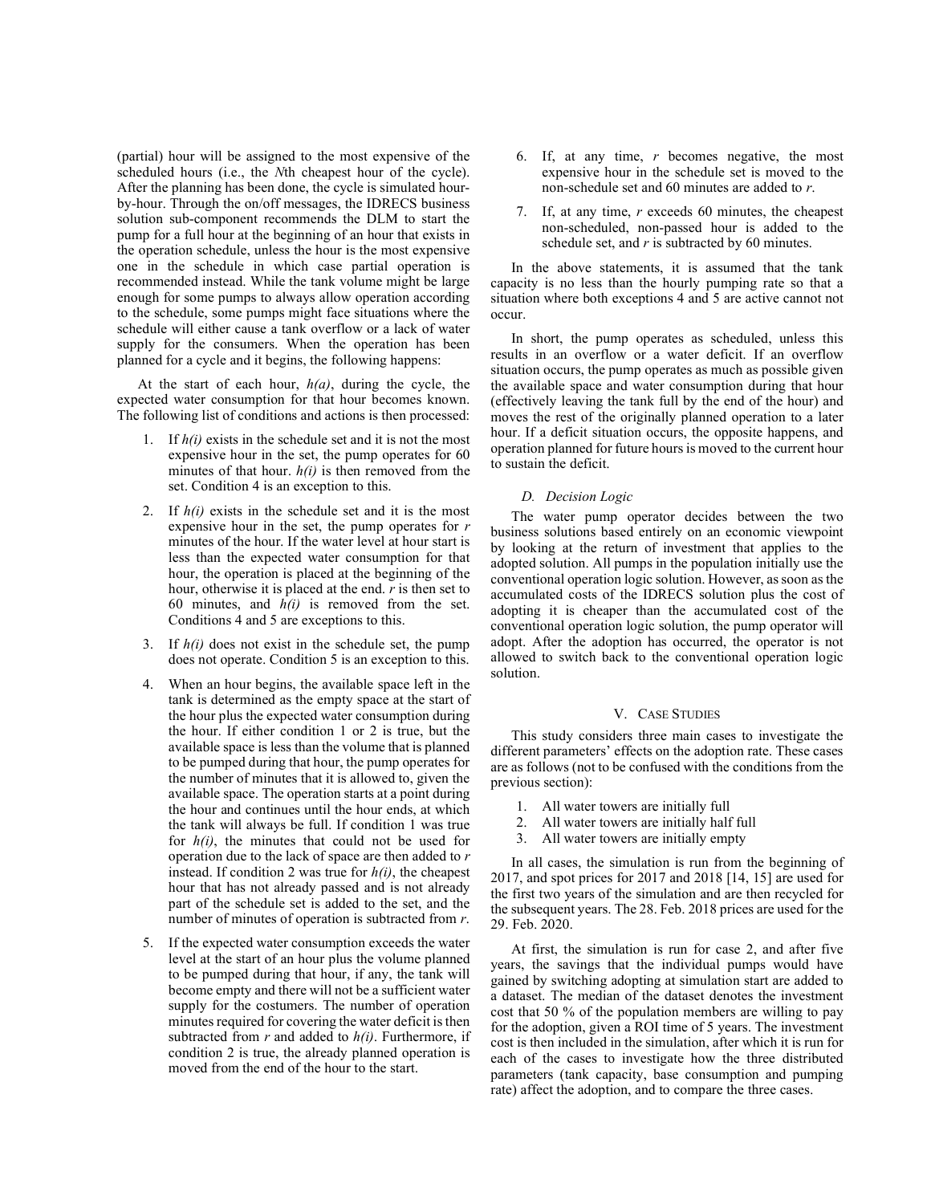(partial) hour will be assigned to the most expensive of the scheduled hours (i.e., the *N*th cheapest hour of the cycle). After the planning has been done, the cycle is simulated hour-by-hour. Through the on/off messages, the IDRECS business solution sub-component recommends the DLM to start the pump for a full hour at the beginning of an hour that exists in the operation schedule, unless the hour is the most expensive one in the schedule in which case partial operation is recommended instead. While the tank volume might be large enough for some pumps to always allow operation according to the schedule, some pumps might face situations where the schedule will either cause a tank overflow or a lack of water supply for the consumers. When the operation has been planned for a cycle and it begins, the following happens:

At the start of each hour, *h(a)*, during the cycle, the expected water consumption for that hour becomes known. The following list of conditions and actions is then processed:

1. If *h(i)* exists in the schedule set and it is not the most expensive hour in the set, the pump operates for 60 minutes of that hour. *h(i)* is then removed from the set. Condition 4 is an exception to this.
2. If *h(i)* exists in the schedule set and it is the most expensive hour in the set, the pump operates for *r* minutes of the hour. If the water level at hour start is less than the expected water consumption for that hour, the operation is placed at the beginning of the hour, otherwise it is placed at the end. *r* is then set to 60 minutes, and *h(i)* is removed from the set. Conditions 4 and 5 are exceptions to this.
3. If *h(i)* does not exist in the schedule set, the pump does not operate. Condition 5 is an exception to this.
4. When an hour begins, the available space left in the tank is determined as the empty space at the start of the hour plus the expected water consumption during the hour. If either condition 1 or 2 is true, but the available space is less than the volume that is planned to be pumped during that hour, the pump operates for the number of minutes that it is allowed to, given the available space. The operation starts at a point during the hour and continues until the hour ends, at which the tank will always be full. If condition 1 was true for *h(i)*, the minutes that could not be used for operation due to the lack of space are then added to *r* instead. If condition 2 was true for *h(i)*, the cheapest hour that has not already passed and is not already part of the schedule set is added to the set, and the number of minutes of operation is subtracted from *r*.
5. If the expected water consumption exceeds the water level at the start of an hour plus the volume planned to be pumped during that hour, if any, the tank will become empty and there will not be a sufficient water supply for the costumers. The number of operation minutes required for covering the water deficit is then subtracted from *r* and added to *h(i)*. Furthermore, if condition 2 is true, the already planned operation is moved from the end of the hour to the start.
6. If, at any time, *r* becomes negative, the most expensive hour in the schedule set is moved to the non-schedule set and 60 minutes are added to *r*.
7. If, at any time, *r* exceeds 60 minutes, the cheapest non-scheduled, non-passed hour is added to the schedule set, and *r* is subtracted by 60 minutes.

In the above statements, it is assumed that the tank capacity is no less than the hourly pumping rate so that a situation where both exceptions 4 and 5 are active cannot not occur.

In short, the pump operates as scheduled, unless this results in an overflow or a water deficit. If an overflow situation occurs, the pump operates as much as possible given the available space and water consumption during that hour (effectively leaving the tank full by the end of the hour) and moves the rest of the originally planned operation to a later hour. If a deficit situation occurs, the opposite happens, and operation planned for future hours is moved to the current hour to sustain the deficit.

### D. Decision Logic

The water pump operator decides between the two business solutions based entirely on an economic viewpoint by looking at the return of investment that applies to the adopted solution. All pumps in the population initially use the conventional operation logic solution. However, as soon as the accumulated costs of the IDRECS solution plus the cost of adopting it is cheaper than the accumulated cost of the conventional operation logic solution, the pump operator will adopt. After the adoption has occurred, the operator is not allowed to switch back to the conventional operation logic solution.

## V. Case Studies

This study considers three main cases to investigate the different parameters' effects on the adoption rate. These cases are as follows (not to be confused with the conditions from the previous section):

1. All water towers are initially full
2. All water towers are initially half full
3. All water towers are initially empty

In all cases, the simulation is run from the beginning of 2017, and spot prices for 2017 and 2018 [14, 15] are used for the first two years of the simulation and are then recycled for the subsequent years. The 28. Feb. 2018 prices are used for the 29. Feb. 2020.

At first, the simulation is run for case 2, and after five years, the savings that the individual pumps would have gained by switching adopting at simulation start are added to a dataset. The median of the dataset denotes the investment cost that 50 % of the population members are willing to pay for the adoption, given a ROI time of 5 years. The investment cost is then included in the simulation, after which it is run for each of the cases to investigate how the three distributed parameters (tank capacity, base consumption and pumping rate) affect the adoption, and to compare the three cases.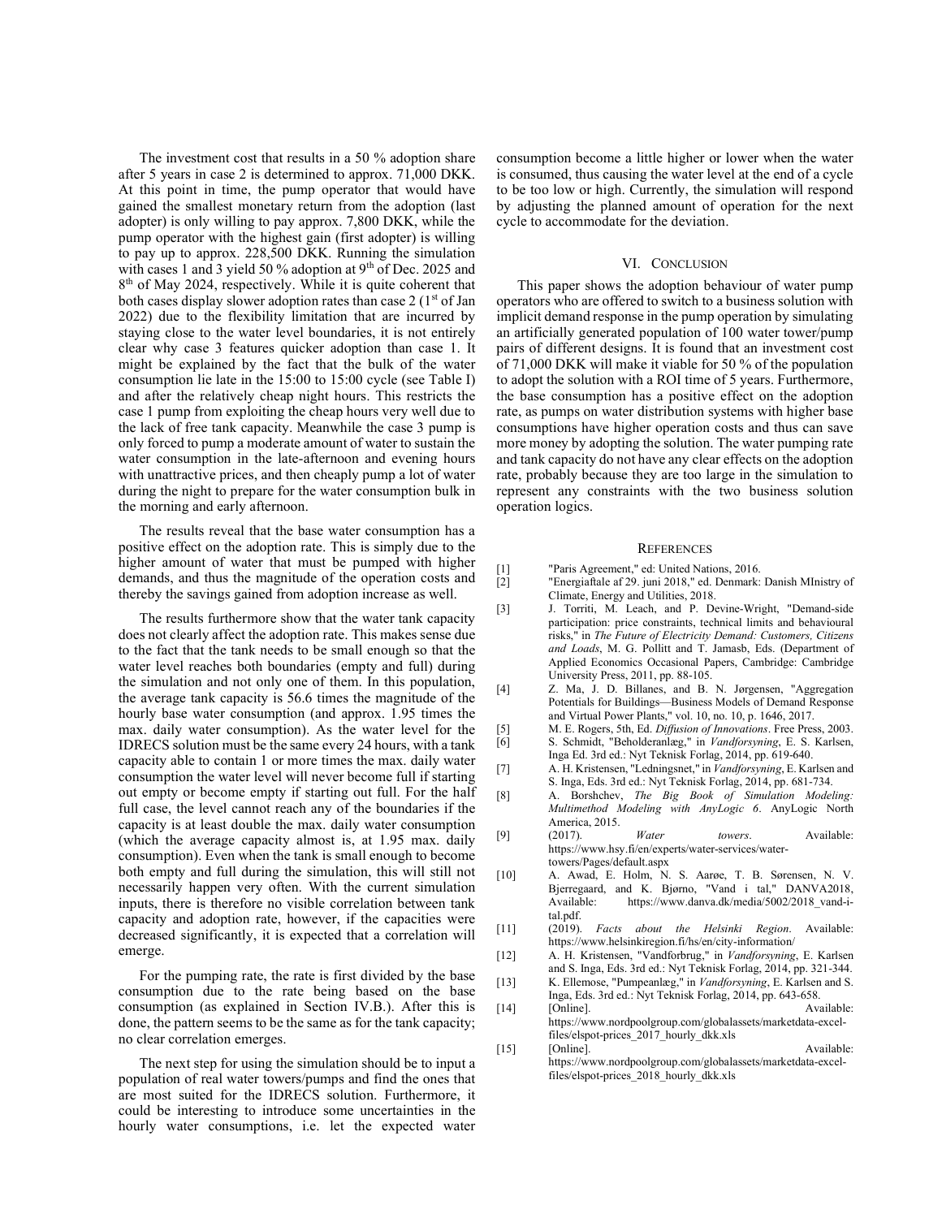The investment cost that results in a 50 % adoption share after 5 years in case 2 is determined to approx. 71,000 DKK. At this point in time, the pump operator that would have gained the smallest monetary return from the adoption (last adopter) is only willing to pay approx. 7,800 DKK, while the pump operator with the highest gain (first adopter) is willing to pay up to approx. 228,500 DKK. Running the simulation with cases 1 and 3 yield 50 % adoption at 9th of Dec. 2025 and 8th of May 2024, respectively. While it is quite coherent that both cases display slower adoption rates than case 2 (1st of Jan 2022) due to the flexibility limitation that are incurred by staying close to the water level boundaries, it is not entirely clear why case 3 features quicker adoption than case 1. It might be explained by the fact that the bulk of the water consumption lie late in the 15:00 to 15:00 cycle (see Table I) and after the relatively cheap night hours. This restricts the case 1 pump from exploiting the cheap hours very well due to the lack of free tank capacity. Meanwhile the case 3 pump is only forced to pump a moderate amount of water to sustain the water consumption in the late-afternoon and evening hours with unattractive prices, and then cheaply pump a lot of water during the night to prepare for the water consumption bulk in the morning and early afternoon.

The results reveal that the base water consumption has a positive effect on the adoption rate. This is simply due to the higher amount of water that must be pumped with higher demands, and thus the magnitude of the operation costs and thereby the savings gained from adoption increase as well.

The results furthermore show that the water tank capacity does not clearly affect the adoption rate. This makes sense due to the fact that the tank needs to be small enough so that the water level reaches both boundaries (empty and full) during the simulation and not only one of them. In this population, the average tank capacity is 56.6 times the magnitude of the hourly base water consumption (and approx. 1.95 times the max. daily water consumption). As the water level for the IDRECS solution must be the same every 24 hours, with a tank capacity able to contain 1 or more times the max. daily water consumption the water level will never become full if starting out empty or become empty if starting out full. For the half full case, the level cannot reach any of the boundaries if the capacity is at least double the max. daily water consumption (which the average capacity almost is, at 1.95 max. daily consumption). Even when the tank is small enough to become both empty and full during the simulation, this will still not necessarily happen very often. With the current simulation inputs, there is therefore no visible correlation between tank capacity and adoption rate, however, if the capacities were decreased significantly, it is expected that a correlation will emerge.

For the pumping rate, the rate is first divided by the base consumption due to the rate being based on the base consumption (as explained in Section IV.B.). After this is done, the pattern seems to be the same as for the tank capacity; no clear correlation emerges.

The next step for using the simulation should be to input a population of real water towers/pumps and find the ones that are most suited for the IDRECS solution. Furthermore, it could be interesting to introduce some uncertainties in the hourly water consumptions, i.e. let the expected water consumption become a little higher or lower when the water is consumed, thus causing the water level at the end of a cycle to be too low or high. Currently, the simulation will respond by adjusting the planned amount of operation for the next cycle to accommodate for the deviation.

## VI. Conclusion

This paper shows the adoption behaviour of water pump operators who are offered to switch to a business solution with implicit demand response in the pump operation by simulating an artificially generated population of 100 water tower/pump pairs of different designs. It is found that an investment cost of 71,000 DKK will make it viable for 50 % of the population to adopt the solution with a ROI time of 5 years. Furthermore, the base consumption has a positive effect on the adoption rate, as pumps on water distribution systems with higher base consumptions have higher operation costs and thus can save more money by adopting the solution. The water pumping rate and tank capacity do not have any clear effects on the adoption rate, probably because they are too large in the simulation to represent any constraints with the two business solution operation logics.

## References

[1] "Paris Agreement," ed: United Nations, 2016.

[2] "Energiaftale af 29. juni 2018," ed. Denmark: Danish MInistry of Climate, Energy and Utilities, 2018.

[3] J. Torriti, M. Leach, and P. Devine-Wright, "Demand-side participation: price constraints, technical limits and behavioural risks," in *The Future of Electricity Demand: Customers, Citizens and Loads*, M. G. Pollitt and T. Jamasb, Eds. (Department of Applied Economics Occasional Papers, Cambridge: Cambridge University Press, 2011, pp. 88-105.

[4] Z. Ma, J. D. Billanes, and B. N. Jørgensen, "Aggregation Potentials for Buildings—Business Models of Demand Response and Virtual Power Plants," vol. 10, no. 10, p. 1646, 2017.

[5] M. E. Rogers, 5th, Ed. *Diffusion of Innovations*. Free Press, 2003.

[6] S. Schmidt, "Beholderanlæg," in *Vandforsyning*, E. S. Karlsen, Inga Ed. 3rd ed.: Nyt Teknisk Forlag, 2014, pp. 619-640.

[7] A. H. Kristensen, "Ledningsnet," in *Vandforsyning*, E. Karlsen and S. Inga, Eds. 3rd ed.: Nyt Teknisk Forlag, 2014, pp. 681-734.

[8] A. Borshchev, *The Big Book of Simulation Modeling: Multimethod Modeling with AnyLogic 6*. AnyLogic North America, 2015.

[9] (2017). *Water towers*. Available: https://www.hsy.fi/en/experts/water-services/water-towers/Pages/default.aspx

[10] A. Awad, E. Holm, N. S. Aarøe, T. B. Sørensen, N. V. Bjerregaard, and K. Bjørno, "Vand i tal," DANVA2018, Available: https://www.danva.dk/media/5002/2018_vand-i-tal.pdf.

[11] (2019). *Facts about the Helsinki Region*. Available: https://www.helsinkiregion.fi/hs/en/city-information/

[12] A. H. Kristensen, "Vandforbrug," in *Vandforsyning*, E. Karlsen and S. Inga, Eds. 3rd ed.: Nyt Teknisk Forlag, 2014, pp. 321-344.

[13] K. Ellemose, "Pumpeanlæg," in *Vandforsyning*, E. Karlsen and S. Inga, Eds. 3rd ed.: Nyt Teknisk Forlag, 2014, pp. 643-658.

[14] [Online]. Available: https://www.nordpoolgroup.com/globalassets/marketdata-excel-files/elspot-prices_2017_hourly_dkk.xls

[15] [Online]. Available: https://www.nordpoolgroup.com/globalassets/marketdata-excel-files/elspot-prices_2018_hourly_dkk.xls